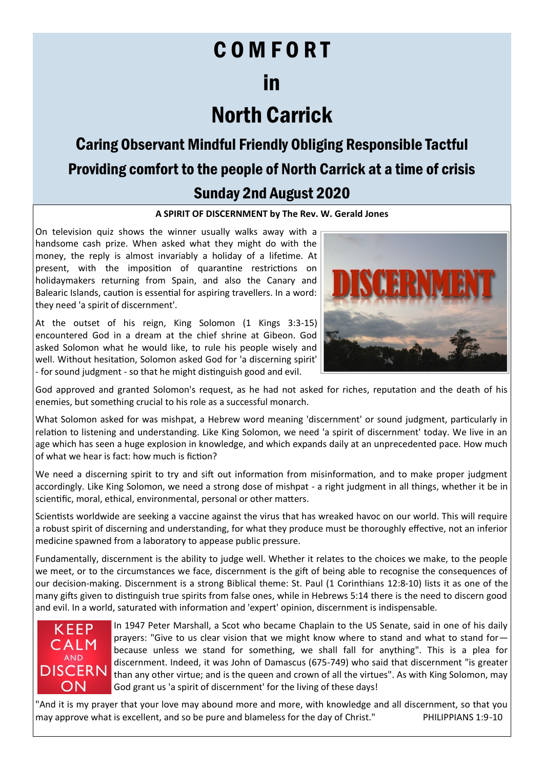# COMFORT

# in

# North Carrick

## Caring Observant Mindful Friendly Obliging Responsible Tactful

## Providing comfort to the people of North Carrick at a time of crisis

## Sunday 2nd August 2020

**A SPIRIT OF DISCERNMENT by The Rev. W. Gerald Jones**

On television quiz shows the winner usually walks away with a handsome cash prize. When asked what they might do with the money, the reply is almost invariably a holiday of a lifetime. At present, with the imposition of quarantine restrictions on holidaymakers returning from Spain, and also the Canary and Balearic Islands, caution is essential for aspiring travellers. In a word: they need 'a spirit of discernment'.

At the outset of his reign, King Solomon (1 Kings 3:3-15) encountered God in a dream at the chief shrine at Gibeon. God asked Solomon what he would like, to rule his people wisely and well. Without hesitation, Solomon asked God for 'a discerning spirit' - for sound judgment - so that he might distinguish good and evil.

God approved and granted Solomon's request, as he had not asked for riches, reputation and the death of his enemies, but something crucial to his role as a successful monarch.

What Solomon asked for was mishpat, a Hebrew word meaning 'discernment' or sound judgment, particularly in relation to listening and understanding. Like King Solomon, we need 'a spirit of discernment' today. We live in an age which has seen a huge explosion in knowledge, and which expands daily at an unprecedented pace. How much of what we hear is fact: how much is fiction?

We need a discerning spirit to try and sift out information from misinformation, and to make proper judgment accordingly. Like King Solomon, we need a strong dose of mishpat - a right judgment in all things, whether it be in scientific, moral, ethical, environmental, personal or other matters.

Scientists worldwide are seeking a vaccine against the virus that has wreaked havoc on our world. This will require a robust spirit of discerning and understanding, for what they produce must be thoroughly effective, not an inferior medicine spawned from a laboratory to appease public pressure.

Fundamentally, discernment is the ability to judge well. Whether it relates to the choices we make, to the people we meet, or to the circumstances we face, discernment is the gift of being able to recognise the consequences of our decision-making. Discernment is a strong Biblical theme: St. Paul (1 Corinthians 12:8-10) lists it as one of the many gifts given to distinguish true spirits from false ones, while in Hebrews 5:14 there is the need to discern good and evil. In a world, saturated with information and 'expert' opinion, discernment is indispensable.

In 1947 Peter Marshall, a Scot who became Chaplain to the US Senate, said in one of his daily prayers: "Give to us clear vision that we might know where to stand and what to stand for—because unless we stand for something, we shall fall for anything". This is a plea for discernment. Indeed, it was John of Damascus (675-749) who said that discernment "is greater than any other virtue; and is the queen and crown of all the virtues". As with King Solomon, may God grant us 'a spirit of discernment' for the living of these days!

"And it is my prayer that your love may abound more and more, with knowledge and all discernment, so that you may approve what is excellent, and so be pure and blameless for the day of Christ." PHILIPPIANS 1:9-10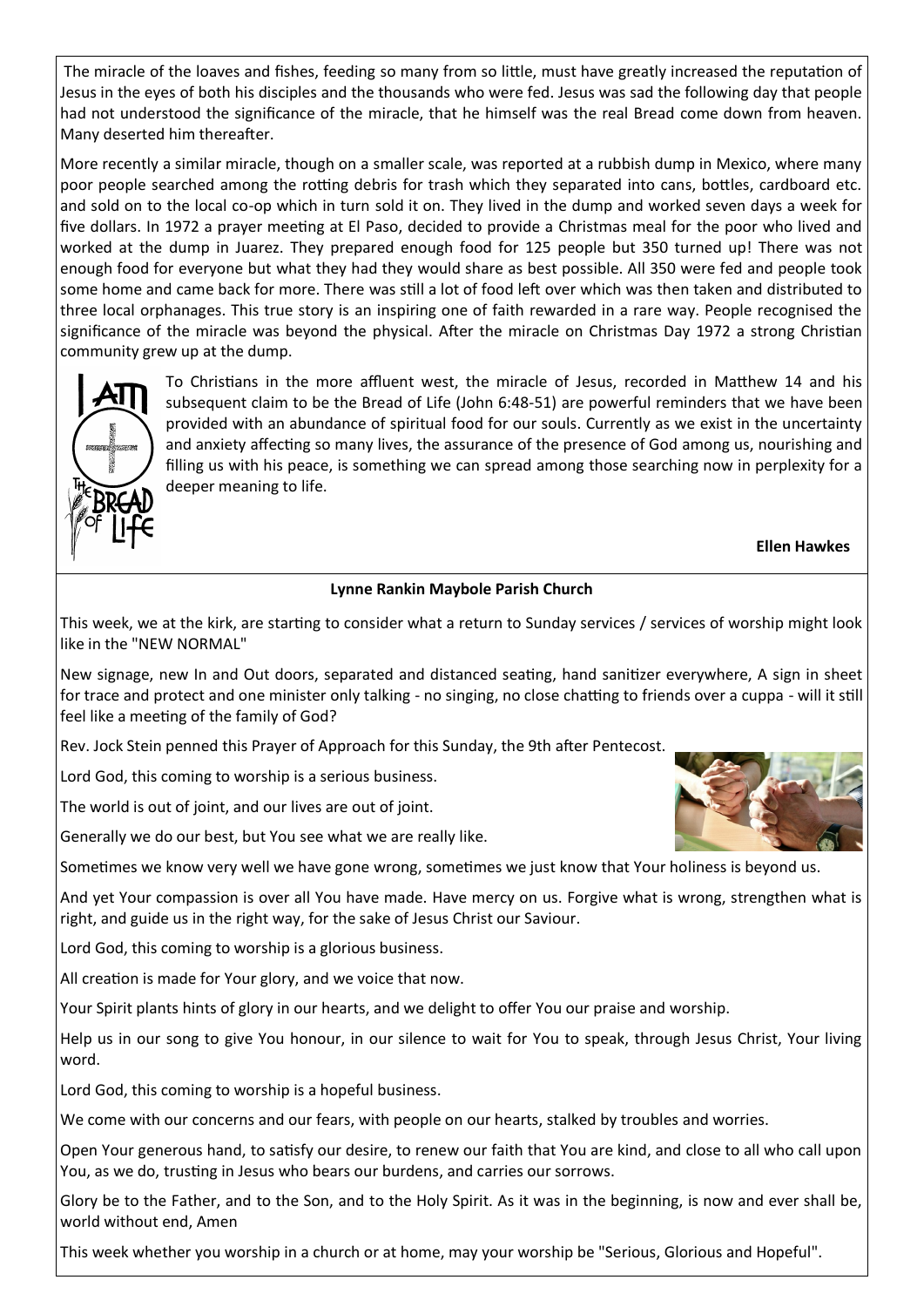The miracle of the loaves and fishes, feeding so many from so little, must have greatly increased the reputation of Jesus in the eyes of both his disciples and the thousands who were fed. Jesus was sad the following day that people had not understood the significance of the miracle, that he himself was the real Bread come down from heaven. Many deserted him thereafter.

More recently a similar miracle, though on a smaller scale, was reported at a rubbish dump in Mexico, where many poor people searched among the rotting debris for trash which they separated into cans, bottles, cardboard etc. and sold on to the local co-op which in turn sold it on. They lived in the dump and worked seven days a week for five dollars. In 1972 a prayer meeting at El Paso, decided to provide a Christmas meal for the poor who lived and worked at the dump in Juarez. They prepared enough food for 125 people but 350 turned up! There was not enough food for everyone but what they had they would share as best possible. All 350 were fed and people took some home and came back for more. There was still a lot of food left over which was then taken and distributed to three local orphanages. This true story is an inspiring one of faith rewarded in a rare way. People recognised the significance of the miracle was beyond the physical. After the miracle on Christmas Day 1972 a strong Christian community grew up at the dump.

To Christians in the more affluent west, the miracle of Jesus, recorded in Matthew 14 and his subsequent claim to be the Bread of Life (John 6:48-51) are powerful reminders that we have been provided with an abundance of spiritual food for our souls. Currently as we exist in the uncertainty and anxiety affecting so many lives, the assurance of the presence of God among us, nourishing and filling us with his peace, is something we can spread among those searching now in perplexity for a deeper meaning to life.

**Ellen Hawkes**

**Lynne Rankin Maybole Parish Church**

This week, we at the kirk, are starting to consider what a return to Sunday services / services of worship might look like in the "NEW NORMAL"

New signage, new In and Out doors, separated and distanced seating, hand sanitizer everywhere, A sign in sheet for trace and protect and one minister only talking - no singing, no close chatting to friends over a cuppa - will it still feel like a meeting of the family of God?

Rev. Jock Stein penned this Prayer of Approach for this Sunday, the 9th after Pentecost.

Lord God, this coming to worship is a serious business.

The world is out of joint, and our lives are out of joint.

Generally we do our best, but You see what we are really like.

Sometimes we know very well we have gone wrong, sometimes we just know that Your holiness is beyond us.

And yet Your compassion is over all You have made. Have mercy on us. Forgive what is wrong, strengthen what is right, and guide us in the right way, for the sake of Jesus Christ our Saviour.

Lord God, this coming to worship is a glorious business.

All creation is made for Your glory, and we voice that now.

Your Spirit plants hints of glory in our hearts, and we delight to offer You our praise and worship.

Help us in our song to give You honour, in our silence to wait for You to speak, through Jesus Christ, Your living word.

Lord God, this coming to worship is a hopeful business.

We come with our concerns and our fears, with people on our hearts, stalked by troubles and worries.

Open Your generous hand, to satisfy our desire, to renew our faith that You are kind, and close to all who call upon You, as we do, trusting in Jesus who bears our burdens, and carries our sorrows.

Glory be to the Father, and to the Son, and to the Holy Spirit. As it was in the beginning, is now and ever shall be, world without end, Amen

This week whether you worship in a church or at home, may your worship be "Serious, Glorious and Hopeful".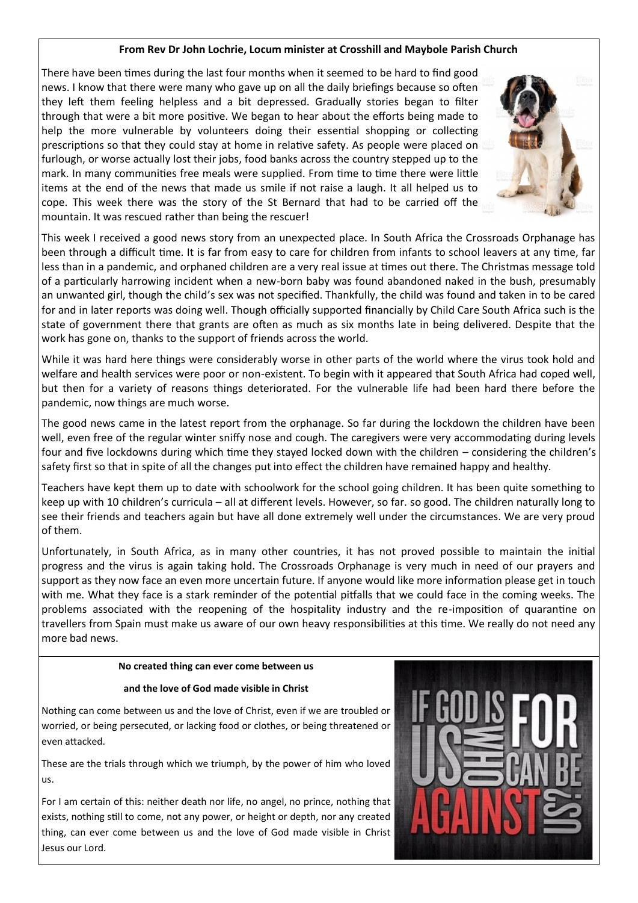**From Rev Dr John Lochrie, Locum minister at Crosshill and Maybole Parish Church**

There have been times during the last four months when it seemed to be hard to find good news. I know that there were many who gave up on all the daily briefings because so often they left them feeling helpless and a bit depressed. Gradually stories began to filter through that were a bit more positive. We began to hear about the efforts being made to help the more vulnerable by volunteers doing their essential shopping or collecting prescriptions so that they could stay at home in relative safety. As people were placed on furlough, or worse actually lost their jobs, food banks across the country stepped up to the mark. In many communities free meals were supplied. From time to time there were little items at the end of the news that made us smile if not raise a laugh. It all helped us to cope. This week there was the story of the St Bernard that had to be carried off the mountain. It was rescued rather than being the rescuer!

This week I received a good news story from an unexpected place. In South Africa the Crossroads Orphanage has been through a difficult time. It is far from easy to care for children from infants to school leavers at any time, far less than in a pandemic, and orphaned children are a very real issue at times out there. The Christmas message told of a particularly harrowing incident when a new-born baby was found abandoned naked in the bush, presumably an unwanted girl, though the child's sex was not specified. Thankfully, the child was found and taken in to be cared for and in later reports was doing well. Though officially supported financially by Child Care South Africa such is the state of government there that grants are often as much as six months late in being delivered. Despite that the work has gone on, thanks to the support of friends across the world.

While it was hard here things were considerably worse in other parts of the world where the virus took hold and welfare and health services were poor or non-existent. To begin with it appeared that South Africa had coped well, but then for a variety of reasons things deteriorated. For the vulnerable life had been hard there before the pandemic, now things are much worse.

The good news came in the latest report from the orphanage. So far during the lockdown the children have been well, even free of the regular winter sniffy nose and cough. The caregivers were very accommodating during levels four and five lockdowns during which time they stayed locked down with the children – considering the children's safety first so that in spite of all the changes put into effect the children have remained happy and healthy.

Teachers have kept them up to date with schoolwork for the school going children. It has been quite something to keep up with 10 children's curricula – all at different levels. However, so far. so good. The children naturally long to see their friends and teachers again but have all done extremely well under the circumstances. We are very proud of them.

Unfortunately, in South Africa, as in many other countries, it has not proved possible to maintain the initial progress and the virus is again taking hold. The Crossroads Orphanage is very much in need of our prayers and support as they now face an even more uncertain future. If anyone would like more information please get in touch with me. What they face is a stark reminder of the potential pitfalls that we could face in the coming weeks. The problems associated with the reopening of the hospitality industry and the re-imposition of quarantine on travellers from Spain must make us aware of our own heavy responsibilities at this time. We really do not need any more bad news.

**No created thing can ever come between us**

**and the love of God made visible in Christ**

Nothing can come between us and the love of Christ, even if we are troubled or worried, or being persecuted, or lacking food or clothes, or being threatened or even attacked.

These are the trials through which we triumph, by the power of him who loved us.

For I am certain of this: neither death nor life, no angel, no prince, nothing that exists, nothing still to come, not any power, or height or depth, nor any created thing, can ever come between us and the love of God made visible in Christ Jesus our Lord.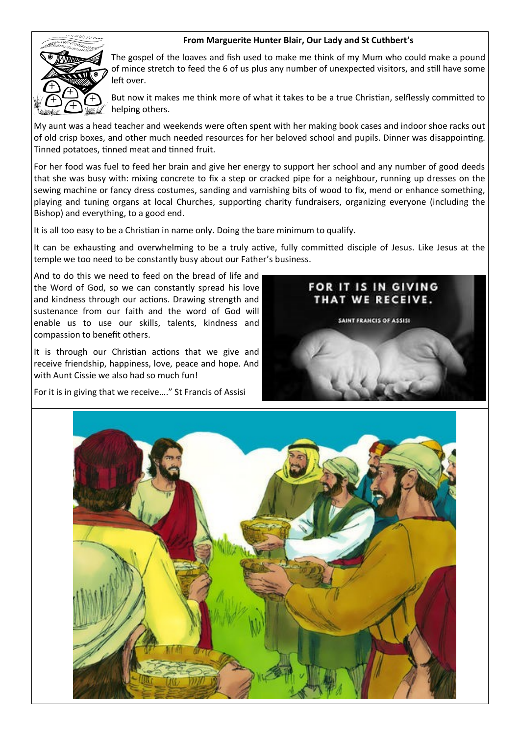**From Marguerite Hunter Blair, Our Lady and St Cuthbert's**

The gospel of the loaves and fish used to make me think of my Mum who could make a pound of mince stretch to feed the 6 of us plus any number of unexpected visitors, and still have some left over.

But now it makes me think more of what it takes to be a true Christian, selflessly committed to helping others.

My aunt was a head teacher and weekends were often spent with her making book cases and indoor shoe racks out of old crisp boxes, and other much needed resources for her beloved school and pupils. Dinner was disappointing. Tinned potatoes, tinned meat and tinned fruit.

For her food was fuel to feed her brain and give her energy to support her school and any number of good deeds that she was busy with: mixing concrete to fix a step or cracked pipe for a neighbour, running up dresses on the sewing machine or fancy dress costumes, sanding and varnishing bits of wood to fix, mend or enhance something, playing and tuning organs at local Churches, supporting charity fundraisers, organizing everyone (including the Bishop) and everything, to a good end.

It is all too easy to be a Christian in name only. Doing the bare minimum to qualify.

It can be exhausting and overwhelming to be a truly active, fully committed disciple of Jesus. Like Jesus at the temple we too need to be constantly busy about our Father's business.

And to do this we need to feed on the bread of life and the Word of God, so we can constantly spread his love and kindness through our actions. Drawing strength and sustenance from our faith and the word of God will enable us to use our skills, talents, kindness and compassion to benefit others.

It is through our Christian actions that we give and receive friendship, happiness, love, peace and hope. And with Aunt Cissie we also had so much fun!

For it is in giving that we receive…." St Francis of Assisi